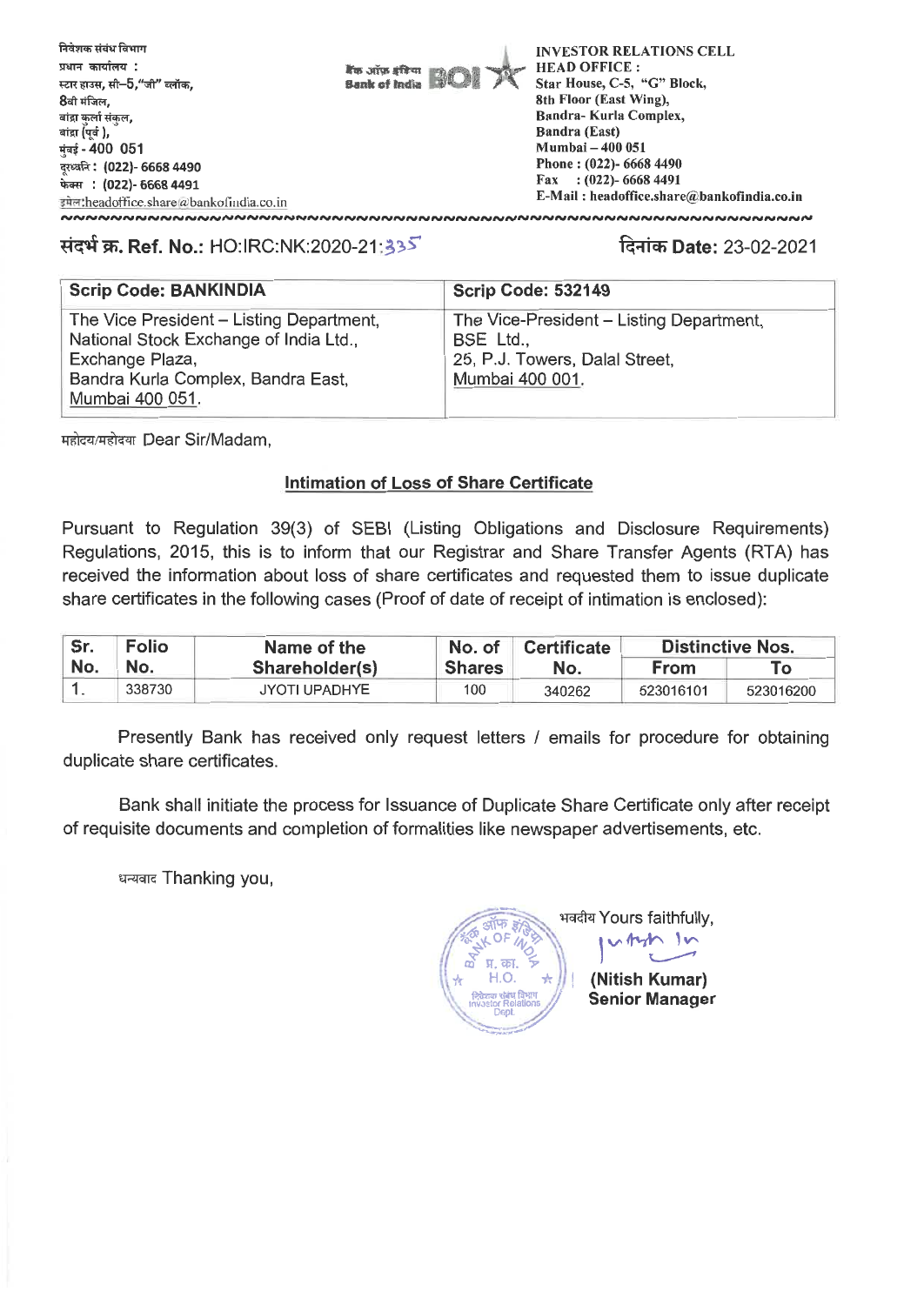निवेशक संबंध विभाग
प्रधान कार्यालय :
स्टार हाउस, सी–5,"जी" ब्लॉक,
8वी मंजिल,
बांद्रा कुर्ला संकुल,
बांद्रा (पूर्व ),
मुंबई - 400 051
दूरध्वनि : (022)- 6668 4490
फैक्स : (022)- 6668 4491
इमेल:headoffice.share@bankofindia.co.in

बैंक ऑफ इंडिया Bank of India BOI

INVESTOR RELATIONS CELL
HEAD OFFICE :
Star House, C-5, "G" Block,
8th Floor (East Wing),
Bandra- Kurla Complex,
Bandra (East)
Mumbai – 400 051
Phone : (022)- 6668 4490
Fax : (022)- 6668 4491
E-Mail : headoffice.share@bankofindia.co.in

**संदर्भ क्र. Ref. No.:** HO:IRC:NK:2020-21:335

**दिनांक Date:** 23-02-2021

| **Scrip Code: BANKINDIA** | **Scrip Code: 532149** |
|---|---|
| The Vice President – Listing Department, National Stock Exchange of India Ltd., Exchange Plaza, Bandra Kurla Complex, Bandra East, Mumbai 400 051. | The Vice-President – Listing Department, BSE Ltd., 25, P.J. Towers, Dalal Street, Mumbai 400 001. |

महोदय/महोदया Dear Sir/Madam,

**Intimation of Loss of Share Certificate**

Pursuant to Regulation 39(3) of SEBI (Listing Obligations and Disclosure Requirements) Regulations, 2015, this is to inform that our Registrar and Share Transfer Agents (RTA) has received the information about loss of share certificates and requested them to issue duplicate share certificates in the following cases (Proof of date of receipt of intimation is enclosed):

| Sr. No. | Folio No. | Name of the Shareholder(s) | No. of Shares | Certificate No. | Distinctive Nos. | |
|---|---|---|---|---|---|---|
| | | | | | From | To |
| 1. | 338730 | JYOTI UPADHYE | 100 | 340262 | 523016101 | 523016200 |

Presently Bank has received only request letters / emails for procedure for obtaining duplicate share certificates.

Bank shall initiate the process for Issuance of Duplicate Share Certificate only after receipt of requisite documents and completion of formalities like newspaper advertisements, etc.

धन्यवाद Thanking you,

भवदीय Yours faithfully,

**(Nitish Kumar)**
**Senior Manager**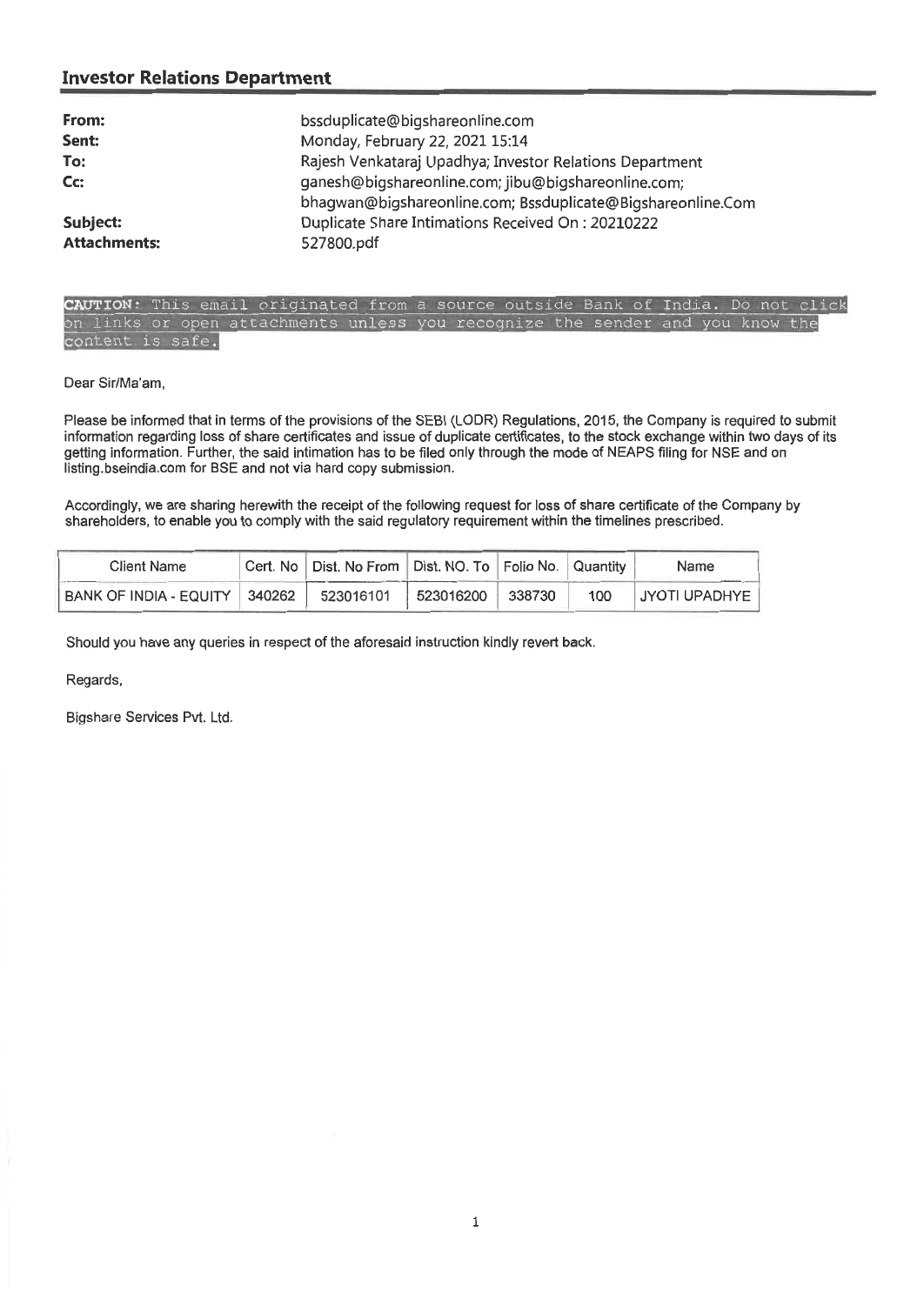## Investor Relations Department

| | |
|---|---|
| **From:** | bssduplicate@bigshareonline.com |
| **Sent:** | Monday, February 22, 2021 15:14 |
| **To:** | Rajesh Venkataraj Upadhya; Investor Relations Department |
| **Cc:** | ganesh@bigshareonline.com; jibu@bigshareonline.com; bhagwan@bigshareonline.com; Bssduplicate@Bigshareonline.Com |
| **Subject:** | Duplicate Share Intimations Received On : 20210222 |
| **Attachments:** | 527800.pdf |

**CAUTION:** This email originated from a source outside Bank of India. Do not click on links or open attachments unless you recognize the sender and you know the content is safe.

Dear Sir/Ma'am,

Please be informed that in terms of the provisions of the SEBI (LODR) Regulations, 2015, the Company is required to submit information regarding loss of share certificates and issue of duplicate certificates, to the stock exchange within two days of its getting information. Further, the said intimation has to be filed only through the mode of NEAPS filing for NSE and on listing.bseindia.com for BSE and not via hard copy submission.

Accordingly, we are sharing herewith the receipt of the following request for loss of share certificate of the Company by shareholders, to enable you to comply with the said regulatory requirement within the timelines prescribed.

| Client Name | Cert. No | Dist. No From | Dist. NO. To | Folio No. | Quantity | Name |
|---|---|---|---|---|---|---|
| BANK OF INDIA - EQUITY | 340262 | 523016101 | 523016200 | 338730 | 100 | JYOTI UPADHYE |

Should you have any queries in respect of the aforesaid instruction kindly revert back.

Regards,

Bigshare Services Pvt. Ltd.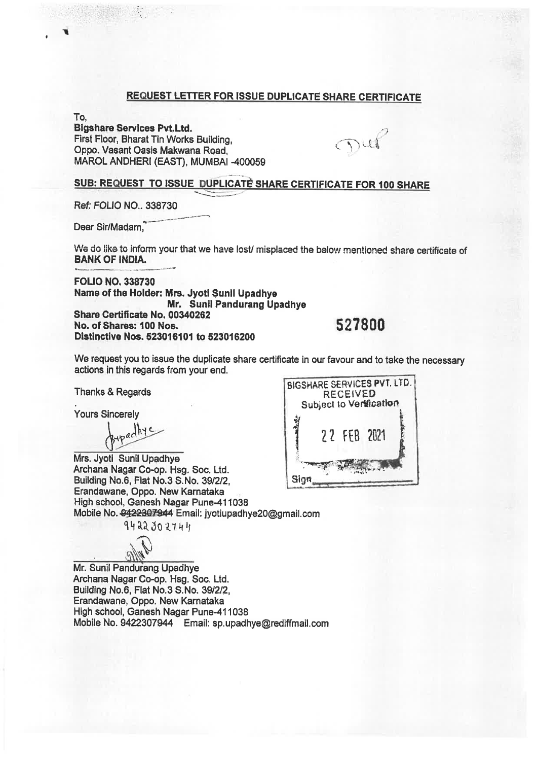## REQUEST LETTER FOR ISSUE DUPLICATE SHARE CERTIFICATE

To,
**Bigshare Services Pvt.Ltd.**
First Floor, Bharat Tin Works Building,
Oppo. Vasant Oasis Makwana Road,
MAROL ANDHERI (EAST), MUMBAI -400059

**SUB: REQUEST TO ISSUE DUPLICATE SHARE CERTIFICATE FOR 100 SHARE**

Ref: FOLIO NO.. 338730

Dear Sir/Madam,

We do like to inform your that we have lost/ misplaced the below mentioned share certificate of **BANK OF INDIA.**

**FOLIO NO. 338730**
**Name of the Holder: Mrs. Jyoti Sunil Upadhye**
**Mr. Sunil Pandurang Upadhye**
**Share Certificate No. 00340262**
**No. of Shares: 100 Nos.**
**Distinctive Nos. 523016101 to 523016200**

**527800**

We request you to issue the duplicate share certificate in our favour and to take the necessary actions in this regards from your end.

Thanks & Regards

Yours Sincerely

BIGSHARE SERVICES PVT. LTD.
RECEIVED
Subject to Verification
22 FEB 2021
Sign

Mrs. Jyoti Sunil Upadhye
Archana Nagar Co-op. Hsg. Soc. Ltd.
Building No.6, Flat No.3 S.No. 39/2/2,
Erandawane, Oppo. New Karnataka
High school, Ganesh Nagar Pune-411038
Mobile No. ~~9422307944~~ 9422302744 Email: jyotiupadhye20@gmail.com

Mr. Sunil Pandurang Upadhye
Archana Nagar Co-op. Hsg. Soc. Ltd.
Building No.6, Flat No.3 S.No. 39/2/2,
Erandawane, Oppo. New Karnataka
High school, Ganesh Nagar Pune-411038
Mobile No. 9422307944 Email: sp.upadhye@rediffmail.com